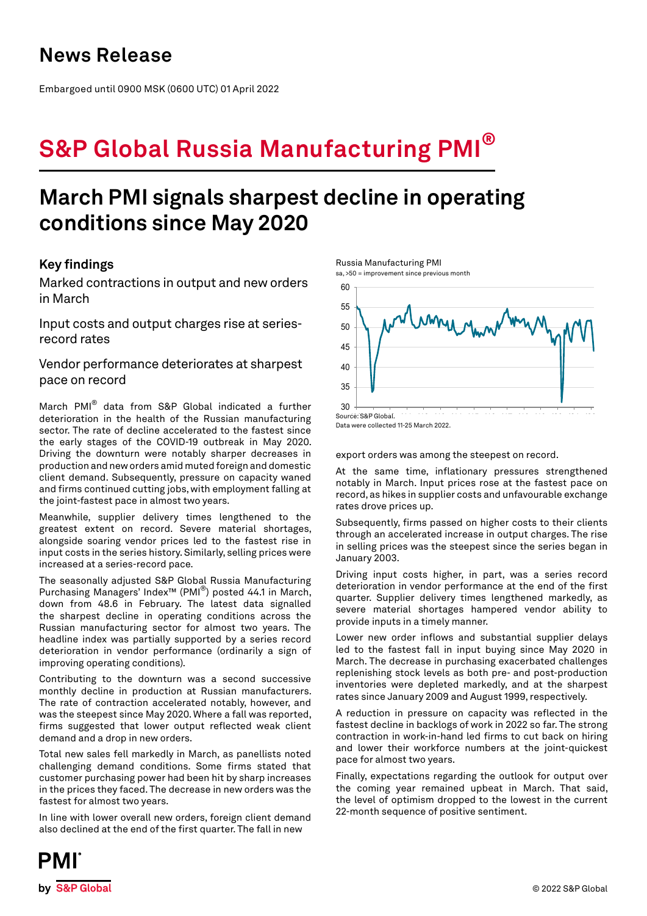# News Release

Embargoed until 0900 MSK (0600 UTC) 01 April 2022

# S&P Global Russia Manufacturing PMI®

## March PMI signals sharpest decline in operating conditions since May 2020

### Key findings

Marked contractions in output and new orders in March

Input costs and output charges rise at series-record rates

Vendor performance deteriorates at sharpest pace on record

Russia Manufacturing PMI
sa, >50 = improvement since previous month

Source: S&P Global.
Data were collected 11-25 March 2022.

March PMI® data from S&P Global indicated a further deterioration in the health of the Russian manufacturing sector. The rate of decline accelerated to the fastest since the early stages of the COVID-19 outbreak in May 2020. Driving the downturn were notably sharper decreases in production and new orders amid muted foreign and domestic client demand. Subsequently, pressure on capacity waned and firms continued cutting jobs, with employment falling at the joint-fastest pace in almost two years.

Meanwhile, supplier delivery times lengthened to the greatest extent on record. Severe material shortages, alongside soaring vendor prices led to the fastest rise in input costs in the series history. Similarly, selling prices were increased at a series-record pace.

The seasonally adjusted S&P Global Russia Manufacturing Purchasing Managers' Index™ (PMI®) posted 44.1 in March, down from 48.6 in February. The latest data signalled the sharpest decline in operating conditions across the Russian manufacturing sector for almost two years. The headline index was partially supported by a series record deterioration in vendor performance (ordinarily a sign of improving operating conditions).

Contributing to the downturn was a second successive monthly decline in production at Russian manufacturers. The rate of contraction accelerated notably, however, and was the steepest since May 2020. Where a fall was reported, firms suggested that lower output reflected weak client demand and a drop in new orders.

Total new sales fell markedly in March, as panellists noted challenging demand conditions. Some firms stated that customer purchasing power had been hit by sharp increases in the prices they faced. The decrease in new orders was the fastest for almost two years.

In line with lower overall new orders, foreign client demand also declined at the end of the first quarter. The fall in new export orders was among the steepest on record.

At the same time, inflationary pressures strengthened notably in March. Input prices rose at the fastest pace on record, as hikes in supplier costs and unfavourable exchange rates drove prices up.

Subsequently, firms passed on higher costs to their clients through an accelerated increase in output charges. The rise in selling prices was the steepest since the series began in January 2003.

Driving input costs higher, in part, was a series record deterioration in vendor performance at the end of the first quarter. Supplier delivery times lengthened markedly, as severe material shortages hampered vendor ability to provide inputs in a timely manner.

Lower new order inflows and substantial supplier delays led to the fastest fall in input buying since May 2020 in March. The decrease in purchasing exacerbated challenges replenishing stock levels as both pre- and post-production inventories were depleted markedly, and at the sharpest rates since January 2009 and August 1999, respectively.

A reduction in pressure on capacity was reflected in the fastest decline in backlogs of work in 2022 so far. The strong contraction in work-in-hand led firms to cut back on hiring and lower their workforce numbers at the joint-quickest pace for almost two years.

Finally, expectations regarding the outlook for output over the coming year remained upbeat in March. That said, the level of optimism dropped to the lowest in the current 22-month sequence of positive sentiment.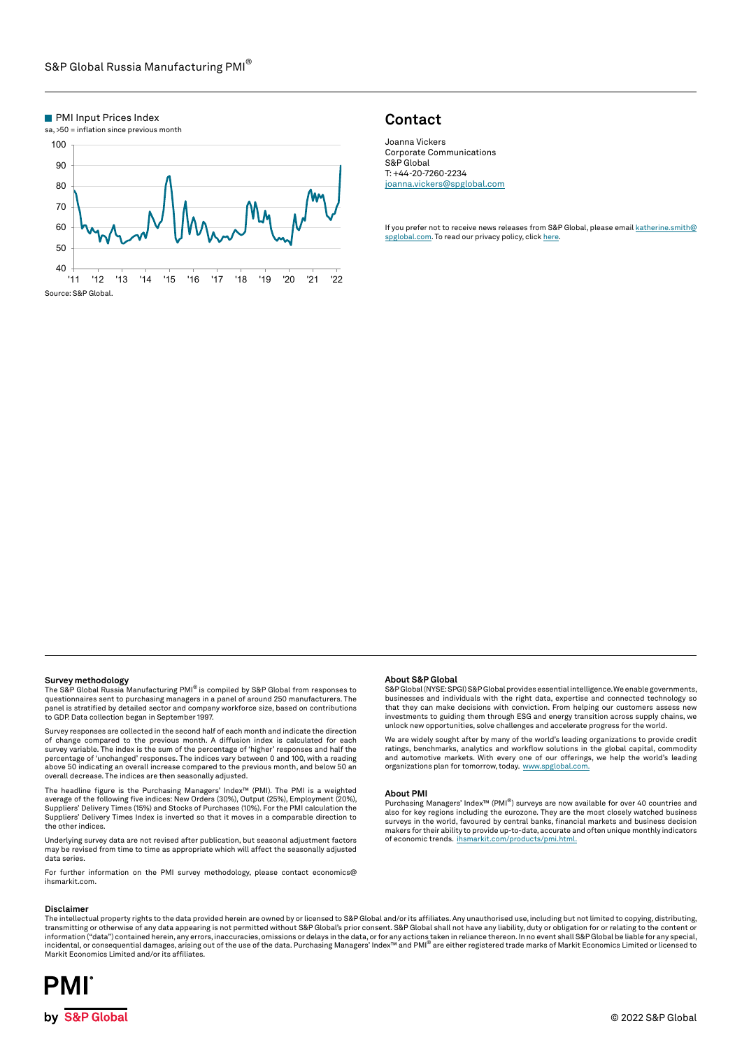PMI Input Prices Index

sa, >50 = inflation since previous month

100
90
80
70
60
50
40

'11 '12 '13 '14 '15 '16 '17 '18 '19 '20 '21 '22

Source: S&P Global.

## Contact

Joanna Vickers
Corporate Communications
S&P Global
T: +44-20-7260-2234
joanna.vickers@spglobal.com

If you prefer not to receive news releases from S&P Global, please email katherine.smith@spglobal.com. To read our privacy policy, click here.

### Survey methodology

The S&P Global Russia Manufacturing PMI® is compiled by S&P Global from responses to questionnaires sent to purchasing managers in a panel of around 250 manufacturers. The panel is stratified by detailed sector and company workforce size, based on contributions to GDP. Data collection began in September 1997.

Survey responses are collected in the second half of each month and indicate the direction of change compared to the previous month. A diffusion index is calculated for each survey variable. The index is the sum of the percentage of 'higher' responses and half the percentage of 'unchanged' responses. The indices vary between 0 and 100, with a reading above 50 indicating an overall increase compared to the previous month, and below 50 an overall decrease. The indices are then seasonally adjusted.

The headline figure is the Purchasing Managers' Index™ (PMI). The PMI is a weighted average of the following five indices: New Orders (30%), Output (25%), Employment (20%), Suppliers' Delivery Times (15%) and Stocks of Purchases (10%). For the PMI calculation the Suppliers' Delivery Times Index is inverted so that it moves in a comparable direction to the other indices.

Underlying survey data are not revised after publication, but seasonal adjustment factors may be revised from time to time as appropriate which will affect the seasonally adjusted data series.

For further information on the PMI survey methodology, please contact economics@ihsmarkit.com.

### About S&P Global

S&P Global (NYSE: SPGI) S&P Global provides essential intelligence. We enable governments, businesses and individuals with the right data, expertise and connected technology so that they can make decisions with conviction. From helping our customers assess new investments to guiding them through ESG and energy transition across supply chains, we unlock new opportunities, solve challenges and accelerate progress for the world.

We are widely sought after by many of the world's leading organizations to provide credit ratings, benchmarks, analytics and workflow solutions in the global capital, commodity and automotive markets. With every one of our offerings, we help the world's leading organizations plan for tomorrow, today. www.spglobal.com.

### About PMI

Purchasing Managers' Index™ (PMI®) surveys are now available for over 40 countries and also for key regions including the eurozone. They are the most closely watched business surveys in the world, favoured by central banks, financial markets and business decision makers for their ability to provide up-to-date, accurate and often unique monthly indicators of economic trends. ihsmarkit.com/products/pmi.html.

### Disclaimer

The intellectual property rights to the data provided herein are owned by or licensed to S&P Global and/or its affiliates. Any unauthorised use, including but not limited to copying, distributing, transmitting or otherwise of any data appearing is not permitted without S&P Global's prior consent. S&P Global shall not have any liability, duty or obligation for or relating to the content or information ("data") contained herein, any errors, inaccuracies, omissions or delays in the data, or for any actions taken in reliance thereon. In no event shall S&P Global be liable for any special, incidental, or consequential damages, arising out of the use of the data. Purchasing Managers' Index™ and PMI® are either registered trade marks of Markit Economics Limited or licensed to Markit Economics Limited and/or its affiliates.

PMI® by S&P Global

© 2022 S&P Global